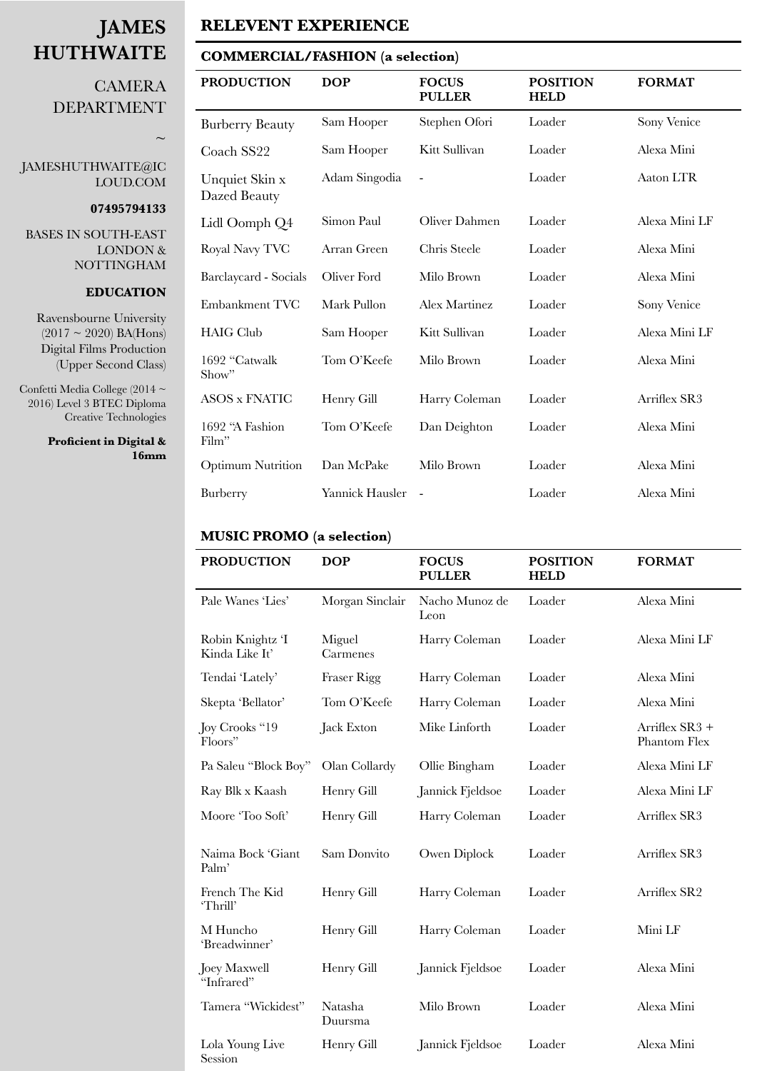# JAMES HUTHWAITE

CAMERA DEPARTMENT

~

JAMESHUTHWAITE@ICLOUD.COM

**07495794133**

BASES IN SOUTH-EAST LONDON & NOTTINGHAM

**EDUCATION**

Ravensbourne University (2017 ~ 2020) BA(Hons) Digital Films Production (Upper Second Class)

Confetti Media College (2014 ~ 2016) Level 3 BTEC Diploma Creative Technologies

**Proficient in Digital & 16mm**

## RELEVENT EXPERIENCE

### COMMERCIAL/FASHION (a selection)

| PRODUCTION | DOP | FOCUS PULLER | POSITION HELD | FORMAT |
|---|---|---|---|---|
| Burberry Beauty | Sam Hooper | Stephen Ofori | Loader | Sony Venice |
| Coach SS22 | Sam Hooper | Kitt Sullivan | Loader | Alexa Mini |
| Unquiet Skin x Dazed Beauty | Adam Singodia | - | Loader | Aaton LTR |
| Lidl Oomph Q4 | Simon Paul | Oliver Dahmen | Loader | Alexa Mini LF |
| Royal Navy TVC | Arran Green | Chris Steele | Loader | Alexa Mini |
| Barclaycard - Socials | Oliver Ford | Milo Brown | Loader | Alexa Mini |
| Embankment TVC | Mark Pullon | Alex Martinez | Loader | Sony Venice |
| HAIG Club | Sam Hooper | Kitt Sullivan | Loader | Alexa Mini LF |
| 1692 "Catwalk Show" | Tom O'Keefe | Milo Brown | Loader | Alexa Mini |
| ASOS x FNATIC | Henry Gill | Harry Coleman | Loader | Arriflex SR3 |
| 1692 "A Fashion Film" | Tom O'Keefe | Dan Deighton | Loader | Alexa Mini |
| Optimum Nutrition | Dan McPake | Milo Brown | Loader | Alexa Mini |
| Burberry | Yannick Hausler | - | Loader | Alexa Mini |

### MUSIC PROMO (a selection)

| PRODUCTION | DOP | FOCUS PULLER | POSITION HELD | FORMAT |
|---|---|---|---|---|
| Pale Wanes 'Lies' | Morgan Sinclair | Nacho Munoz de Leon | Loader | Alexa Mini |
| Robin Knightz 'I Kinda Like It' | Miguel Carmenes | Harry Coleman | Loader | Alexa Mini LF |
| Tendai 'Lately' | Fraser Rigg | Harry Coleman | Loader | Alexa Mini |
| Skepta 'Bellator' | Tom O'Keefe | Harry Coleman | Loader | Alexa Mini |
| Joy Crooks "19 Floors" | Jack Exton | Mike Linforth | Loader | Arriflex SR3 + Phantom Flex |
| Pa Saleu "Block Boy" | Olan Collardy | Ollie Bingham | Loader | Alexa Mini LF |
| Ray Blk x Kaash | Henry Gill | Jannick Fjeldsoe | Loader | Alexa Mini LF |
| Moore 'Too Soft' | Henry Gill | Harry Coleman | Loader | Arriflex SR3 |
| Naima Bock 'Giant Palm' | Sam Donvito | Owen Diplock | Loader | Arriflex SR3 |
| French The Kid 'Thrill' | Henry Gill | Harry Coleman | Loader | Arriflex SR2 |
| M Huncho 'Breadwinner' | Henry Gill | Harry Coleman | Loader | Mini LF |
| Joey Maxwell "Infrared" | Henry Gill | Jannick Fjeldsoe | Loader | Alexa Mini |
| Tamera "Wickidest" | Natasha Duursma | Milo Brown | Loader | Alexa Mini |
| Lola Young Live Session | Henry Gill | Jannick Fjeldsoe | Loader | Alexa Mini |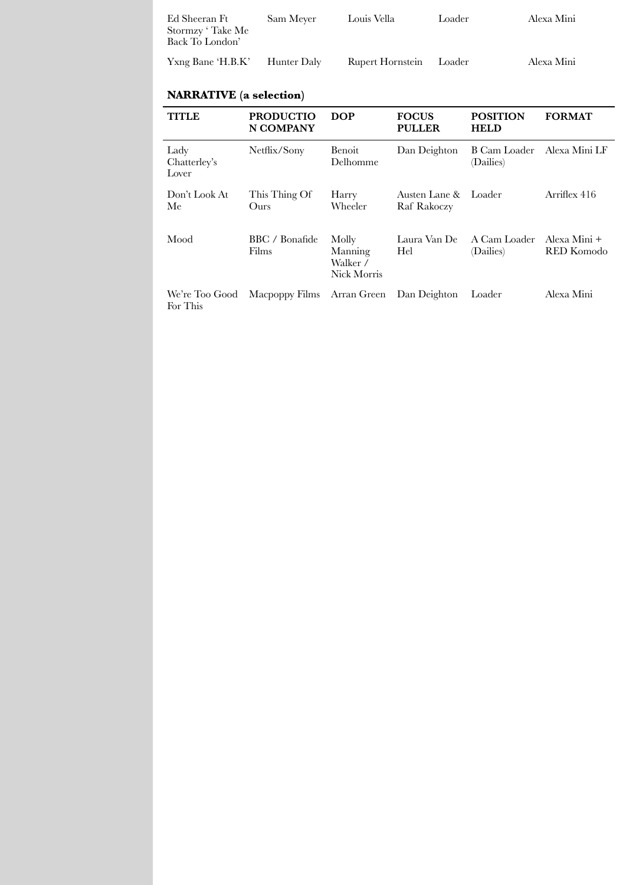| | | | | |
|---|---|---|---|---|
| Ed Sheeran Ft Stormzy ' Take Me Back To London' | Sam Meyer | Louis Vella | Loader | Alexa Mini |
| Yxng Bane 'H.B.K' | Hunter Daly | Rupert Hornstein | Loader | Alexa Mini |

**NARRATIVE (a selection)**

| TITLE | PRODUCTIO N COMPANY | DOP | FOCUS PULLER | POSITION HELD | FORMAT |
|---|---|---|---|---|---|
| Lady Chatterley's Lover | Netflix/Sony | Benoit Delhomme | Dan Deighton | B Cam Loader (Dailies) | Alexa Mini LF |
| Don't Look At Me | This Thing Of Ours | Harry Wheeler | Austen Lane & Raf Rakoczy | Loader | Arriflex 416 |
| Mood | BBC / Bonafide Films | Molly Manning Walker / Nick Morris | Laura Van De Hel | A Cam Loader (Dailies) | Alexa Mini + RED Komodo |
| We're Too Good For This | Macpoppy Films | Arran Green | Dan Deighton | Loader | Alexa Mini |